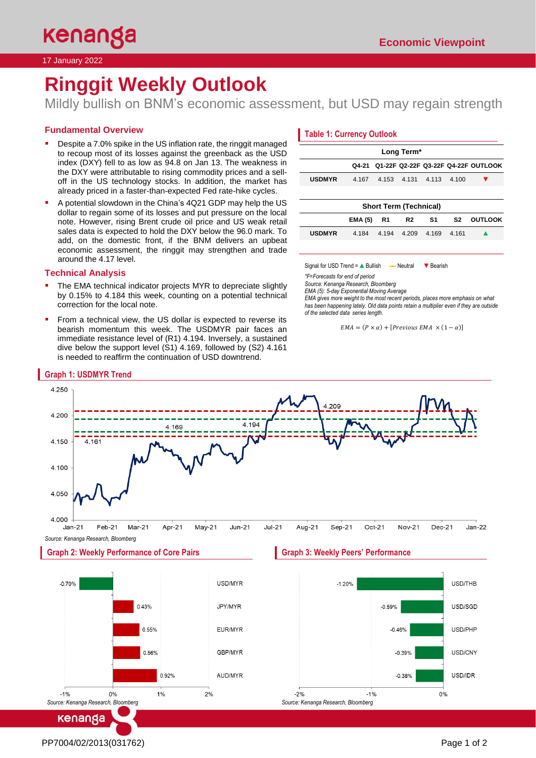Economic Viewpoint

17 January 2022

# Ringgit Weekly Outlook

Mildly bullish on BNM's economic assessment, but USD may regain strength

## Fundamental Overview

- Despite a 7.0% spike in the US inflation rate, the ringgit managed to recoup most of its losses against the greenback as the USD index (DXY) fell to as low as 94.8 on Jan 13. The weakness in the DXY were attributable to rising commodity prices and a sell-off in the US technology stocks. In addition, the market has already priced in a faster-than-expected Fed rate-hike cycles.
- A potential slowdown in the China's 4Q21 GDP may help the US dollar to regain some of its losses and put pressure on the local note. However, rising Brent crude oil price and US weak retail sales data is expected to hold the DXY below the 96.0 mark. To add, on the domestic front, if the BNM delivers an upbeat economic assessment, the ringgit may strengthen and trade around the 4.17 level.

## Technical Analysis

- The EMA technical indicator projects MYR to depreciate slightly by 0.15% to 4.184 this week, counting on a potential technical correction for the local note.
- From a technical view, the US dollar is expected to reverse its bearish momentum this week. The USDMYR pair faces an immediate resistance level of (R1) 4.194. Inversely, a sustained dive below the support level (S1) 4.169, followed by (S2) 4.161 is needed to reaffirm the continuation of USD downtrend.

## Table 1: Currency Outlook

**Long Term***

| | Q4-21 | Q1-22F | Q2-22F | Q3-22F | Q4-22F | OUTLOOK |
|---|---|---|---|---|---|---|
| USDMYR | 4.167 | 4.153 | 4.131 | 4.113 | 4.100 | ▼ |

**Short Term (Technical)**

| | EMA (5) | R1 | R2 | S1 | S2 | OUTLOOK |
|---|---|---|---|---|---|---|
| USDMYR | 4.184 | 4.194 | 4.209 | 4.169 | 4.161 | ▲ |

Signal for USD Trend = ▲ Bullish — Neutral ▼ Bearish

*\*F=Forecasts for end of period*
*Source: Kenanga Research, Bloomberg*
*EMA (5): 5-day Exponential Moving Average*
*EMA gives more weight to the most recent periods, places more emphasis on what has been happening lately. Old data points retain a multiplier even if they are outside of the selected data series length.*

$$EMA = (P \times \alpha) + [Previous\ EMA\ \times (1 - \alpha)]$$

## Graph 1: USDMYR Trend

*Source: Kenanga Research, Bloomberg*

## Graph 2: Weekly Performance of Core Pairs

| Pair | Weekly Change |
|---|---|
| USD/MYR | -0.70% |
| JPY/MYR | 0.43% |
| EUR/MYR | 0.55% |
| GBP/MYR | 0.56% |
| AUD/MYR | 0.92% |

*Source: Kenanga Research, Bloomberg*

## Graph 3: Weekly Peers' Performance

| Pair | Weekly Change |
|---|---|
| USD/THB | -1.20% |
| USD/SGD | -0.59% |
| USD/PHP | -0.46% |
| USD/CNY | -0.39% |
| USD/IDR | -0.38% |

*Source: Kenanga Research, Bloomberg*

PP7004/02/2013(031762)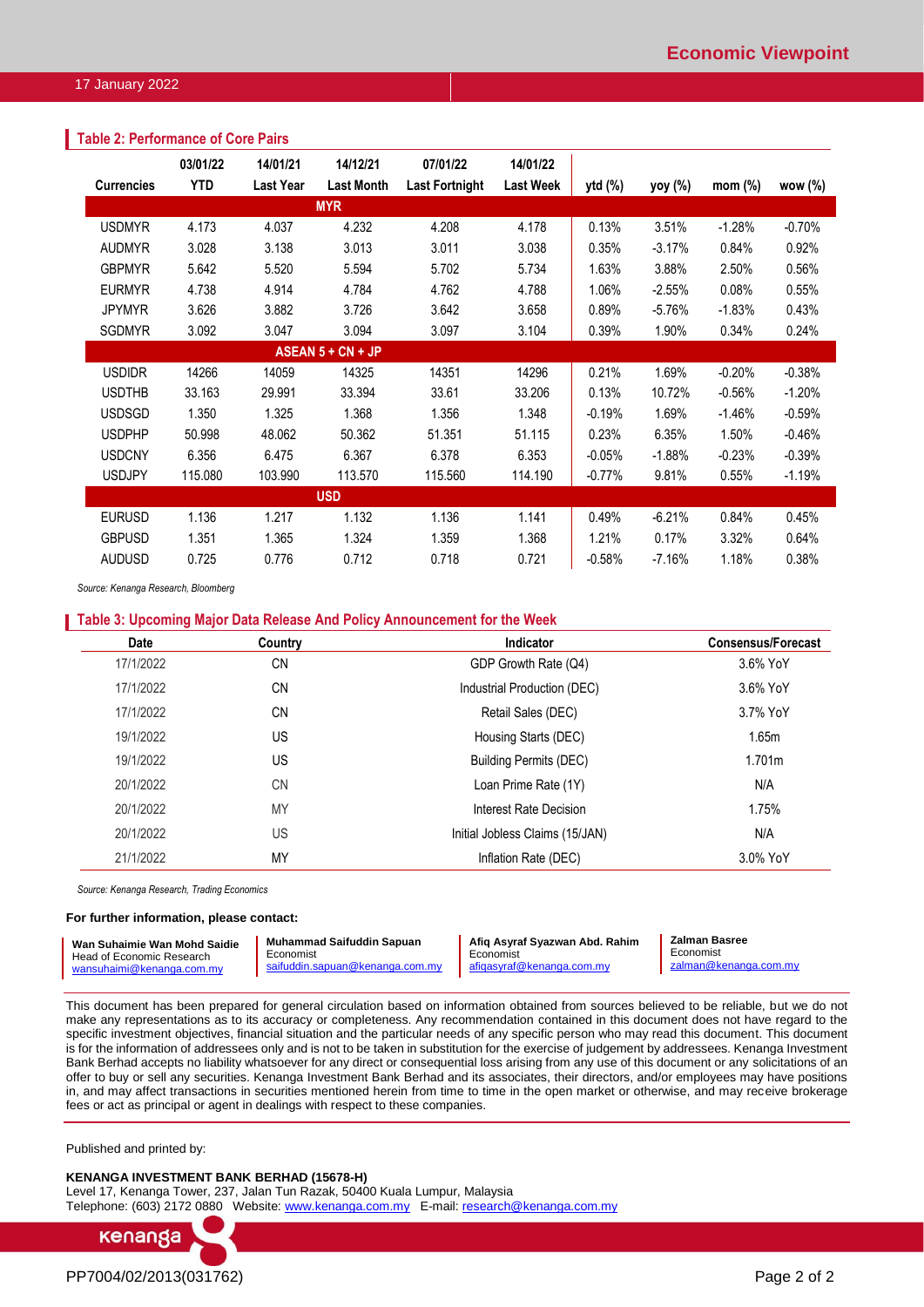### Table 2: Performance of Core Pairs

| Currencies | 03/01/22 YTD | 14/01/21 Last Year | 14/12/21 Last Month | 07/01/22 Last Fortnight | 14/01/22 Last Week | ytd (%) | yoy (%) | mom (%) | wow (%) |
|---|---|---|---|---|---|---|---|---|---|
| **MYR** | | | | | | | | | |
| USDMYR | 4.173 | 4.037 | 4.232 | 4.208 | 4.178 | 0.13% | 3.51% | -1.28% | -0.70% |
| AUDMYR | 3.028 | 3.138 | 3.013 | 3.011 | 3.038 | 0.35% | -3.17% | 0.84% | 0.92% |
| GBPMYR | 5.642 | 5.520 | 5.594 | 5.702 | 5.734 | 1.63% | 3.88% | 2.50% | 0.56% |
| EURMYR | 4.738 | 4.914 | 4.784 | 4.762 | 4.788 | 1.06% | -2.55% | 0.08% | 0.55% |
| JPYMYR | 3.626 | 3.882 | 3.726 | 3.642 | 3.658 | 0.89% | -5.76% | -1.83% | 0.43% |
| SGDMYR | 3.092 | 3.047 | 3.094 | 3.097 | 3.104 | 0.39% | 1.90% | 0.34% | 0.24% |
| **ASEAN 5 + CN + JP** | | | | | | | | | |
| USDIDR | 14266 | 14059 | 14325 | 14351 | 14296 | 0.21% | 1.69% | -0.20% | -0.38% |
| USDTHB | 33.163 | 29.991 | 33.394 | 33.61 | 33.206 | 0.13% | 10.72% | -0.56% | -1.20% |
| USDSGD | 1.350 | 1.325 | 1.368 | 1.356 | 1.348 | -0.19% | 1.69% | -1.46% | -0.59% |
| USDPHP | 50.998 | 48.062 | 50.362 | 51.351 | 51.115 | 0.23% | 6.35% | 1.50% | -0.46% |
| USDCNY | 6.356 | 6.475 | 6.367 | 6.378 | 6.353 | -0.05% | -1.88% | -0.23% | -0.39% |
| USDJPY | 115.080 | 103.990 | 113.570 | 115.560 | 114.190 | -0.77% | 9.81% | 0.55% | -1.19% |
| **USD** | | | | | | | | | |
| EURUSD | 1.136 | 1.217 | 1.132 | 1.136 | 1.141 | 0.49% | -6.21% | 0.84% | 0.45% |
| GBPUSD | 1.351 | 1.365 | 1.324 | 1.359 | 1.368 | 1.21% | 0.17% | 3.32% | 0.64% |
| AUDUSD | 0.725 | 0.776 | 0.712 | 0.718 | 0.721 | -0.58% | -7.16% | 1.18% | 0.38% |

*Source: Kenanga Research, Bloomberg*

### Table 3: Upcoming Major Data Release And Policy Announcement for the Week

| Date | Country | Indicator | Consensus/Forecast |
|---|---|---|---|
| 17/1/2022 | CN | GDP Growth Rate (Q4) | 3.6% YoY |
| 17/1/2022 | CN | Industrial Production (DEC) | 3.6% YoY |
| 17/1/2022 | CN | Retail Sales (DEC) | 3.7% YoY |
| 19/1/2022 | US | Housing Starts (DEC) | 1.65m |
| 19/1/2022 | US | Building Permits (DEC) | 1.701m |
| 20/1/2022 | CN | Loan Prime Rate (1Y) | N/A |
| 20/1/2022 | MY | Interest Rate Decision | 1.75% |
| 20/1/2022 | US | Initial Jobless Claims (15/JAN) | N/A |
| 21/1/2022 | MY | Inflation Rate (DEC) | 3.0% YoY |

*Source: Kenanga Research, Trading Economics*

**For further information, please contact:**

**Wan Suhaimie Wan Mohd Saidie**
Head of Economic Research
wansuhaimi@kenanga.com.my

**Muhammad Saifuddin Sapuan**
Economist
saifuddin.sapuan@kenanga.com.my

**Afiq Asyraf Syazwan Abd. Rahim**
Economist
afiqasyraf@kenanga.com.my

**Zalman Basree**
Economist
zalman@kenanga.com.my

This document has been prepared for general circulation based on information obtained from sources believed to be reliable, but we do not make any representations as to its accuracy or completeness. Any recommendation contained in this document does not have regard to the specific investment objectives, financial situation and the particular needs of any specific person who may read this document. This document is for the information of addressees only and is not to be taken in substitution for the exercise of judgement by addressees. Kenanga Investment Bank Berhad accepts no liability whatsoever for any direct or consequential loss arising from any use of this document or any solicitations of an offer to buy or sell any securities. Kenanga Investment Bank Berhad and its associates, their directors, and/or employees may have positions in, and may affect transactions in securities mentioned herein from time to time in the open market or otherwise, and may receive brokerage fees or act as principal or agent in dealings with respect to these companies.

Published and printed by:

**KENANGA INVESTMENT BANK BERHAD (15678-H)**
Level 17, Kenanga Tower, 237, Jalan Tun Razak, 50400 Kuala Lumpur, Malaysia
Telephone: (603) 2172 0880 Website: www.kenanga.com.my E-mail: research@kenanga.com.my

PP7004/02/2013(031762)